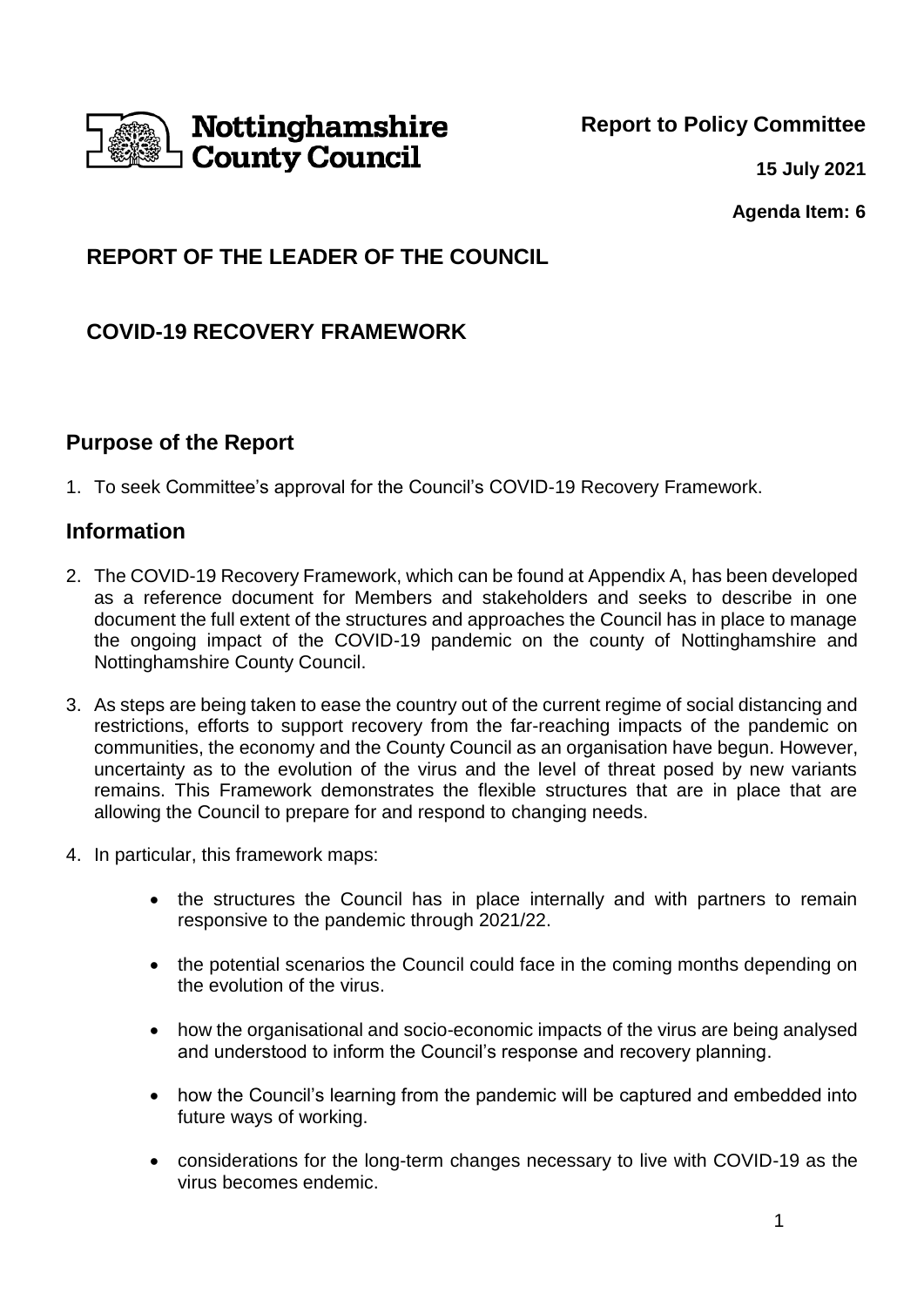Nottinghamshire County Council

**Report to Policy Committee**

**15 July 2021**

**Agenda Item: 6**

## REPORT OF THE LEADER OF THE COUNCIL

## COVID-19 RECOVERY FRAMEWORK

## Purpose of the Report

1. To seek Committee's approval for the Council's COVID-19 Recovery Framework.

## Information

2. The COVID-19 Recovery Framework, which can be found at Appendix A, has been developed as a reference document for Members and stakeholders and seeks to describe in one document the full extent of the structures and approaches the Council has in place to manage the ongoing impact of the COVID-19 pandemic on the county of Nottinghamshire and Nottinghamshire County Council.

3. As steps are being taken to ease the country out of the current regime of social distancing and restrictions, efforts to support recovery from the far-reaching impacts of the pandemic on communities, the economy and the County Council as an organisation have begun. However, uncertainty as to the evolution of the virus and the level of threat posed by new variants remains. This Framework demonstrates the flexible structures that are in place that are allowing the Council to prepare for and respond to changing needs.

4. In particular, this framework maps:

   - the structures the Council has in place internally and with partners to remain responsive to the pandemic through 2021/22.
   - the potential scenarios the Council could face in the coming months depending on the evolution of the virus.
   - how the organisational and socio-economic impacts of the virus are being analysed and understood to inform the Council's response and recovery planning.
   - how the Council's learning from the pandemic will be captured and embedded into future ways of working.
   - considerations for the long-term changes necessary to live with COVID-19 as the virus becomes endemic.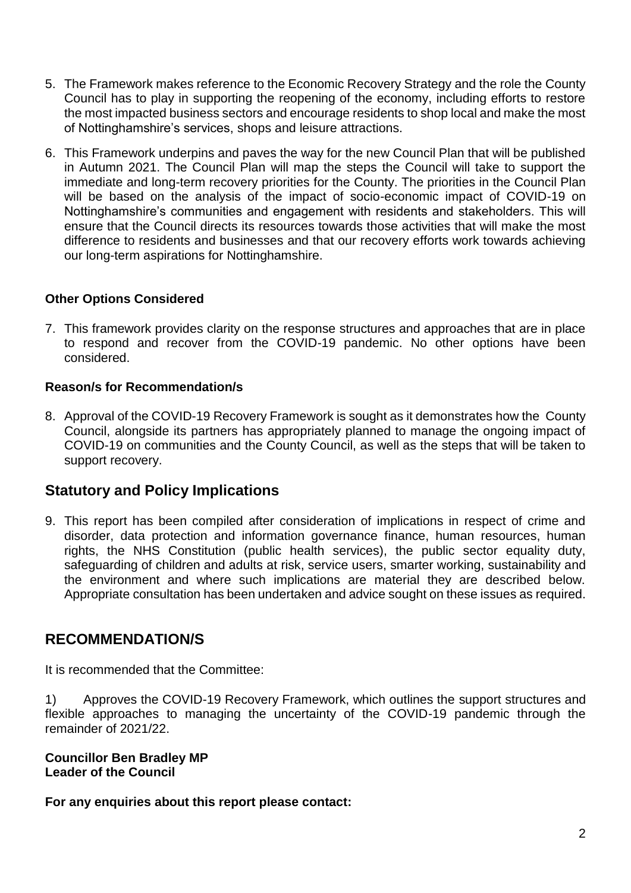5. The Framework makes reference to the Economic Recovery Strategy and the role the County Council has to play in supporting the reopening of the economy, including efforts to restore the most impacted business sectors and encourage residents to shop local and make the most of Nottinghamshire's services, shops and leisure attractions.

6. This Framework underpins and paves the way for the new Council Plan that will be published in Autumn 2021. The Council Plan will map the steps the Council will take to support the immediate and long-term recovery priorities for the County. The priorities in the Council Plan will be based on the analysis of the impact of socio-economic impact of COVID-19 on Nottinghamshire's communities and engagement with residents and stakeholders. This will ensure that the Council directs its resources towards those activities that will make the most difference to residents and businesses and that our recovery efforts work towards achieving our long-term aspirations for Nottinghamshire.

**Other Options Considered**

7. This framework provides clarity on the response structures and approaches that are in place to respond and recover from the COVID-19 pandemic. No other options have been considered.

**Reason/s for Recommendation/s**

8. Approval of the COVID-19 Recovery Framework is sought as it demonstrates how the County Council, alongside its partners has appropriately planned to manage the ongoing impact of COVID-19 on communities and the County Council, as well as the steps that will be taken to support recovery.

## Statutory and Policy Implications

9. This report has been compiled after consideration of implications in respect of crime and disorder, data protection and information governance finance, human resources, human rights, the NHS Constitution (public health services), the public sector equality duty, safeguarding of children and adults at risk, service users, smarter working, sustainability and the environment and where such implications are material they are described below. Appropriate consultation has been undertaken and advice sought on these issues as required.

## RECOMMENDATION/S

It is recommended that the Committee:

1) Approves the COVID-19 Recovery Framework, which outlines the support structures and flexible approaches to managing the uncertainty of the COVID-19 pandemic through the remainder of 2021/22.

**Councillor Ben Bradley MP**
**Leader of the Council**

**For any enquiries about this report please contact:**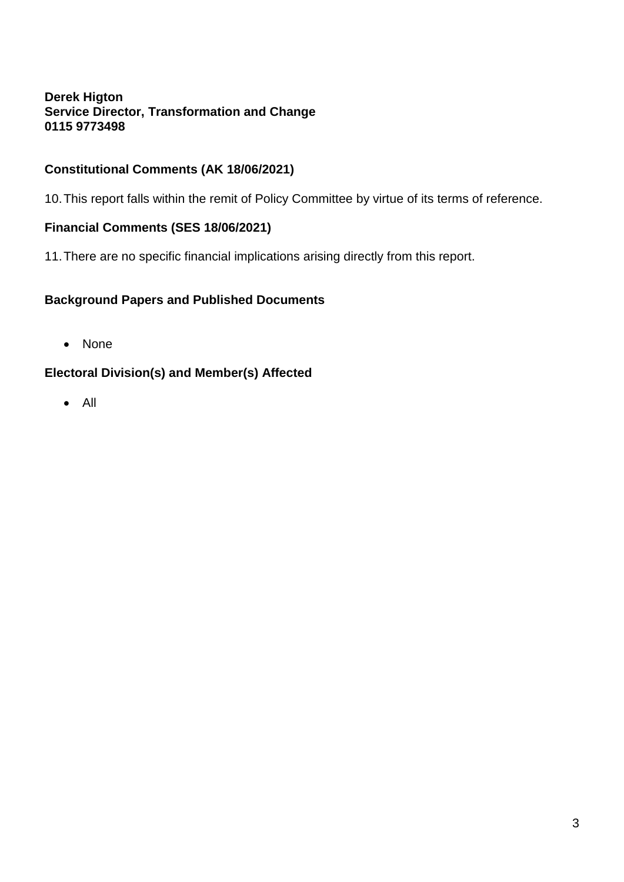**Derek Higton**
**Service Director, Transformation and Change**
**0115 9773498**

**Constitutional Comments (AK 18/06/2021)**

10. This report falls within the remit of Policy Committee by virtue of its terms of reference.

**Financial Comments (SES 18/06/2021)**

11. There are no specific financial implications arising directly from this report.

**Background Papers and Published Documents**

- None

**Electoral Division(s) and Member(s) Affected**

- All